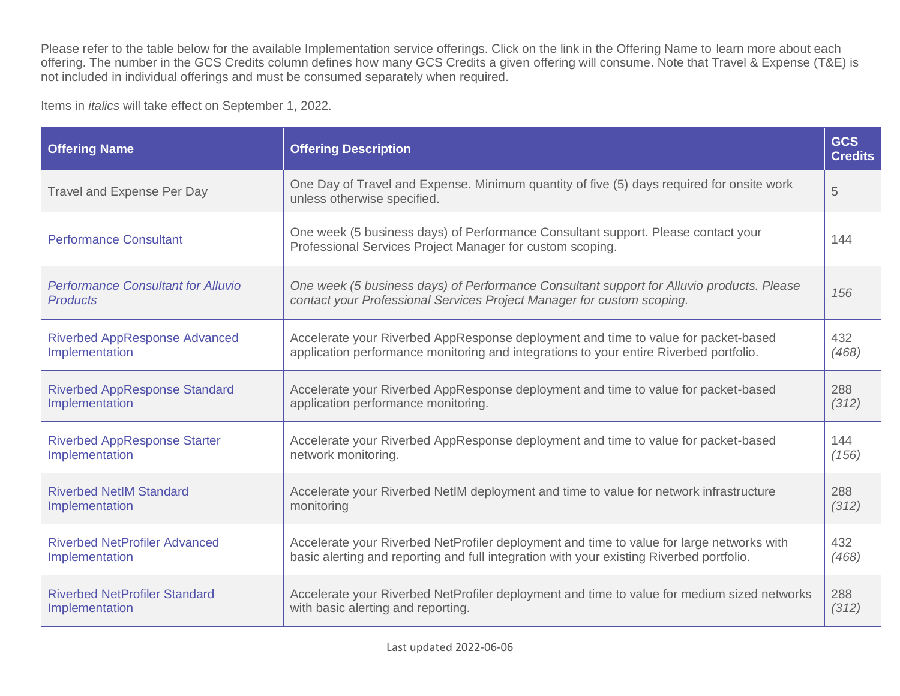Please refer to the table below for the available Implementation service offerings. Click on the link in the Offering Name to learn more about each offering. The number in the GCS Credits column defines how many GCS Credits a given offering will consume. Note that Travel & Expense (T&E) is not included in individual offerings and must be consumed separately when required.

Items in *italics* will take effect on September 1, 2022.

| Offering Name | Offering Description | GCS Credits |
|---|---|---|
| Travel and Expense Per Day | One Day of Travel and Expense. Minimum quantity of five (5) days required for onsite work unless otherwise specified. | 5 |
| Performance Consultant | One week (5 business days) of Performance Consultant support. Please contact your Professional Services Project Manager for custom scoping. | 144 |
| *Performance Consultant for Alluvio Products* | *One week (5 business days) of Performance Consultant support for Alluvio products. Please contact your Professional Services Project Manager for custom scoping.* | *156* |
| Riverbed AppResponse Advanced Implementation | Accelerate your Riverbed AppResponse deployment and time to value for packet-based application performance monitoring and integrations to your entire Riverbed portfolio. | 432 *(468)* |
| Riverbed AppResponse Standard Implementation | Accelerate your Riverbed AppResponse deployment and time to value for packet-based application performance monitoring. | 288 *(312)* |
| Riverbed AppResponse Starter Implementation | Accelerate your Riverbed AppResponse deployment and time to value for packet-based network monitoring. | 144 *(156)* |
| Riverbed NetIM Standard Implementation | Accelerate your Riverbed NetIM deployment and time to value for network infrastructure monitoring | 288 *(312)* |
| Riverbed NetProfiler Advanced Implementation | Accelerate your Riverbed NetProfiler deployment and time to value for large networks with basic alerting and reporting and full integration with your existing Riverbed portfolio. | 432 *(468)* |
| Riverbed NetProfiler Standard Implementation | Accelerate your Riverbed NetProfiler deployment and time to value for medium sized networks with basic alerting and reporting. | 288 *(312)* |

Last updated 2022-06-06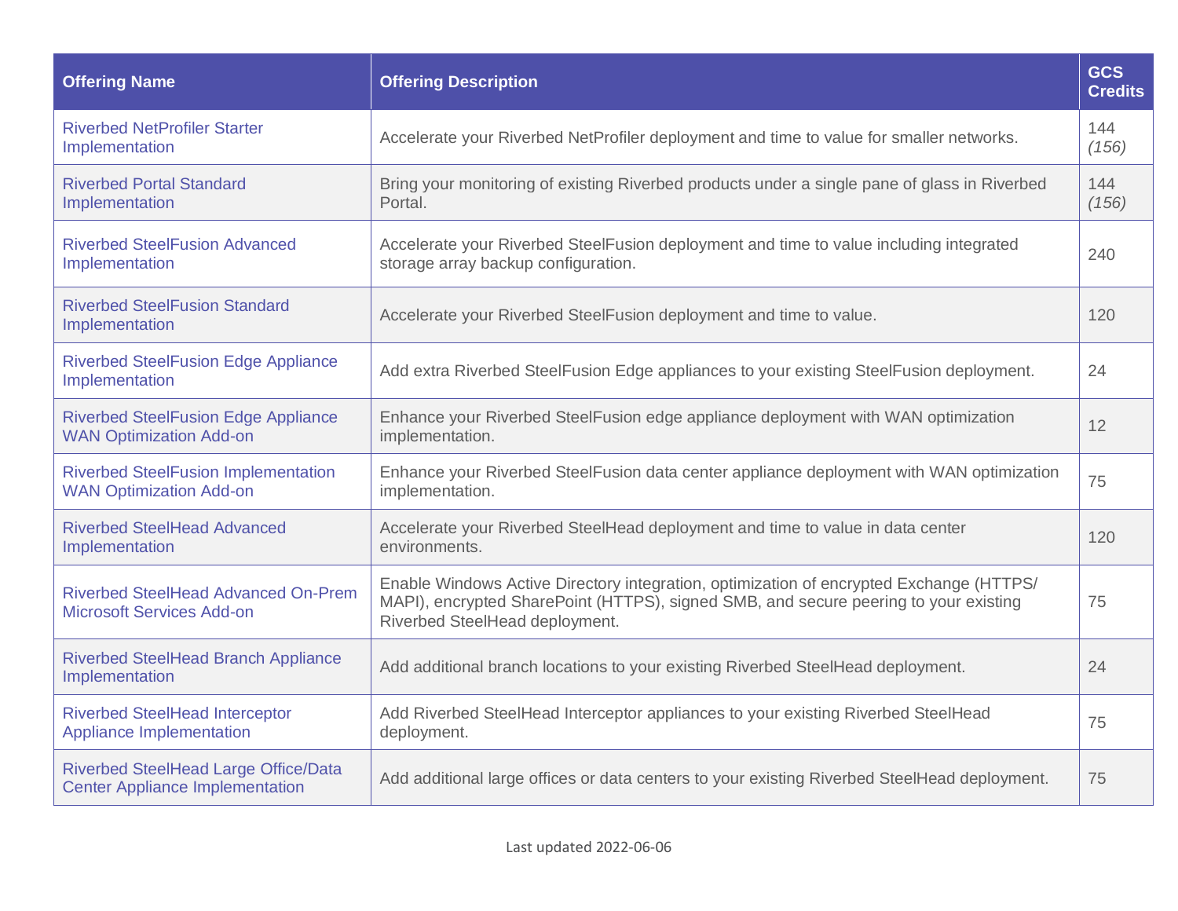| Offering Name | Offering Description | GCS Credits |
| --- | --- | --- |
| Riverbed NetProfiler Starter Implementation | Accelerate your Riverbed NetProfiler deployment and time to value for smaller networks. | 144 *(156)* |
| Riverbed Portal Standard Implementation | Bring your monitoring of existing Riverbed products under a single pane of glass in Riverbed Portal. | 144 *(156)* |
| Riverbed SteelFusion Advanced Implementation | Accelerate your Riverbed SteelFusion deployment and time to value including integrated storage array backup configuration. | 240 |
| Riverbed SteelFusion Standard Implementation | Accelerate your Riverbed SteelFusion deployment and time to value. | 120 |
| Riverbed SteelFusion Edge Appliance Implementation | Add extra Riverbed SteelFusion Edge appliances to your existing SteelFusion deployment. | 24 |
| Riverbed SteelFusion Edge Appliance WAN Optimization Add-on | Enhance your Riverbed SteelFusion edge appliance deployment with WAN optimization implementation. | 12 |
| Riverbed SteelFusion Implementation WAN Optimization Add-on | Enhance your Riverbed SteelFusion data center appliance deployment with WAN optimization implementation. | 75 |
| Riverbed SteelHead Advanced Implementation | Accelerate your Riverbed SteelHead deployment and time to value in data center environments. | 120 |
| Riverbed SteelHead Advanced On-Prem Microsoft Services Add-on | Enable Windows Active Directory integration, optimization of encrypted Exchange (HTTPS/MAPI), encrypted SharePoint (HTTPS), signed SMB, and secure peering to your existing Riverbed SteelHead deployment. | 75 |
| Riverbed SteelHead Branch Appliance Implementation | Add additional branch locations to your existing Riverbed SteelHead deployment. | 24 |
| Riverbed SteelHead Interceptor Appliance Implementation | Add Riverbed SteelHead Interceptor appliances to your existing Riverbed SteelHead deployment. | 75 |
| Riverbed SteelHead Large Office/Data Center Appliance Implementation | Add additional large offices or data centers to your existing Riverbed SteelHead deployment. | 75 |

Last updated 2022-06-06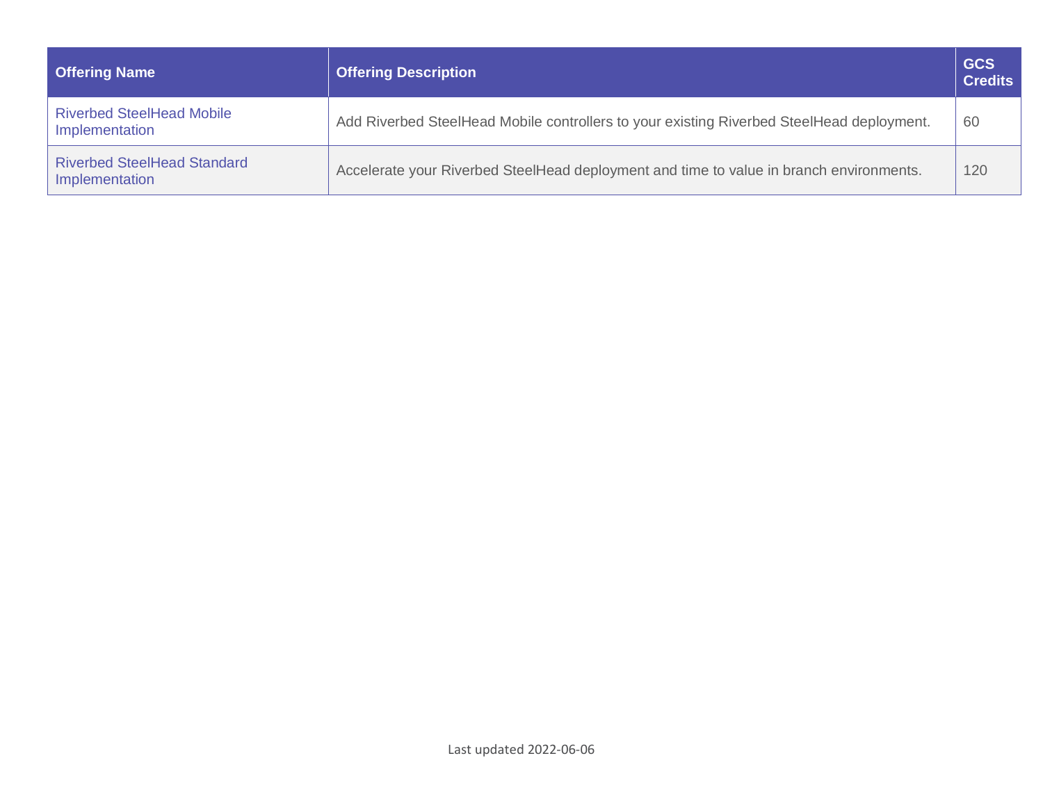| Offering Name | Offering Description | GCS Credits |
|---|---|---|
| Riverbed SteelHead Mobile Implementation | Add Riverbed SteelHead Mobile controllers to your existing Riverbed SteelHead deployment. | 60 |
| Riverbed SteelHead Standard Implementation | Accelerate your Riverbed SteelHead deployment and time to value in branch environments. | 120 |

Last updated 2022-06-06